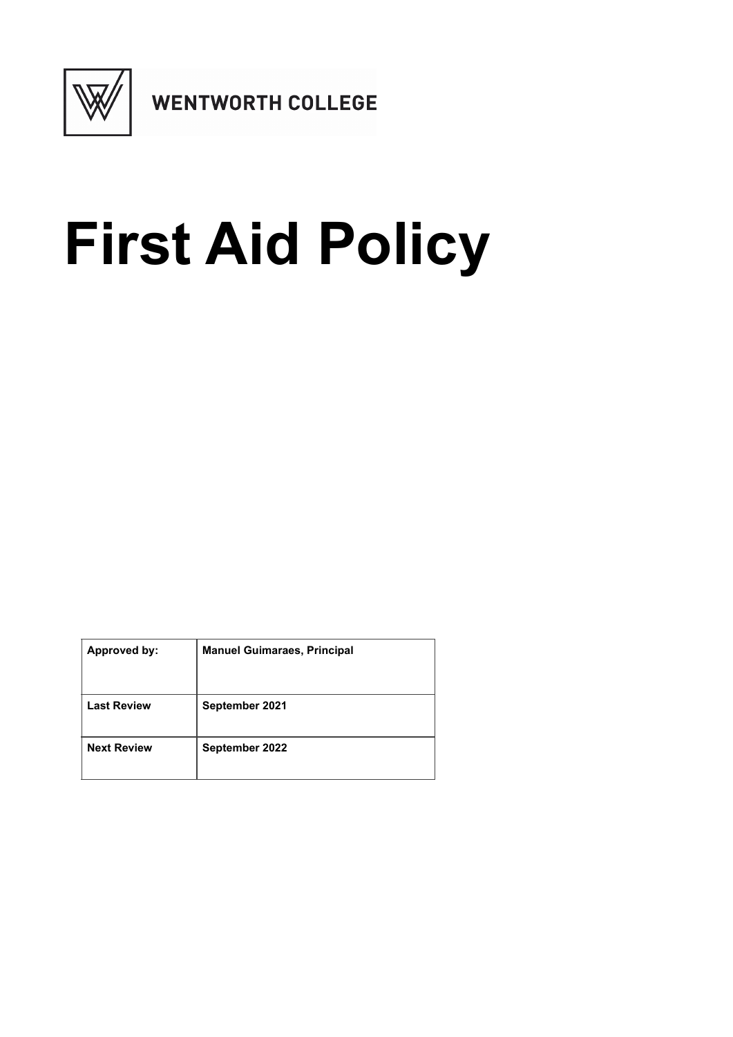WENTWORTH COLLEGE

# First Aid Policy

| Approved by: | Manuel Guimaraes, Principal |
| --- | --- |
| Last Review | September 2021 |
| Next Review | September 2022 |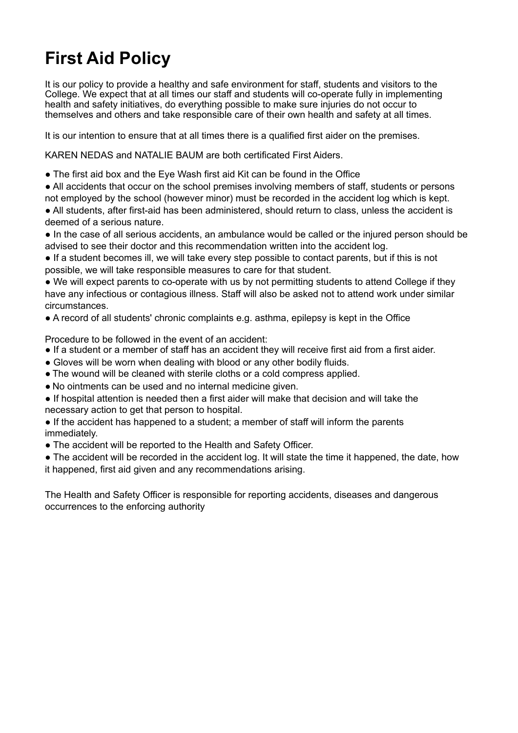# First Aid Policy

It is our policy to provide a healthy and safe environment for staff, students and visitors to the College. We expect that at all times our staff and students will co-operate fully in implementing health and safety initiatives, do everything possible to make sure injuries do not occur to themselves and others and take responsible care of their own health and safety at all times.

It is our intention to ensure that at all times there is a qualified first aider on the premises.

KAREN NEDAS and NATALIE BAUM are both certificated First Aiders.

- The first aid box and the Eye Wash first aid Kit can be found in the Office
- All accidents that occur on the school premises involving members of staff, students or persons not employed by the school (however minor) must be recorded in the accident log which is kept.
- All students, after first-aid has been administered, should return to class, unless the accident is deemed of a serious nature.
- In the case of all serious accidents, an ambulance would be called or the injured person should be advised to see their doctor and this recommendation written into the accident log.
- If a student becomes ill, we will take every step possible to contact parents, but if this is not possible, we will take responsible measures to care for that student.
- We will expect parents to co-operate with us by not permitting students to attend College if they have any infectious or contagious illness. Staff will also be asked not to attend work under similar circumstances.
- A record of all students' chronic complaints e.g. asthma, epilepsy is kept in the Office

Procedure to be followed in the event of an accident:

- If a student or a member of staff has an accident they will receive first aid from a first aider.
- Gloves will be worn when dealing with blood or any other bodily fluids.
- The wound will be cleaned with sterile cloths or a cold compress applied.
- No ointments can be used and no internal medicine given.
- If hospital attention is needed then a first aider will make that decision and will take the necessary action to get that person to hospital.
- If the accident has happened to a student; a member of staff will inform the parents immediately.
- The accident will be reported to the Health and Safety Officer.
- The accident will be recorded in the accident log. It will state the time it happened, the date, how it happened, first aid given and any recommendations arising.

The Health and Safety Officer is responsible for reporting accidents, diseases and dangerous occurrences to the enforcing authority